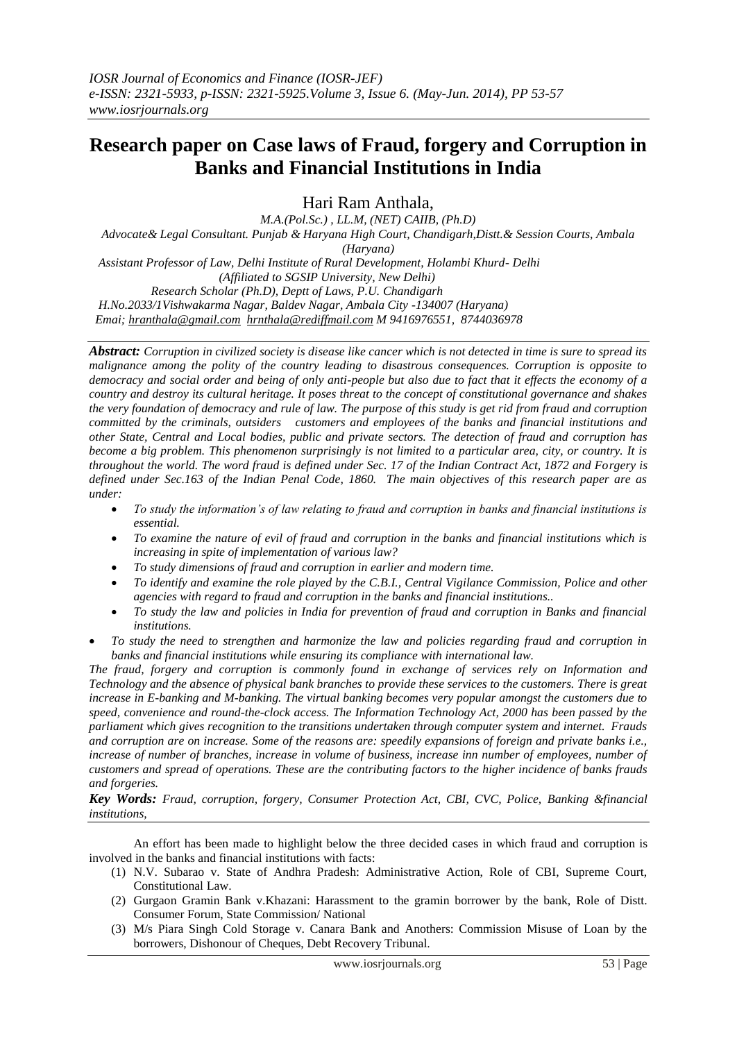# Research paper on Case laws of Fraud, forgery and Corruption in Banks and Financial Institutions in India

Hari Ram Anthala,

*M.A.(Pol.Sc.) , LL.M, (NET) CAIIB, (Ph.D)*
*Advocate& Legal Consultant. Punjab & Haryana High Court, Chandigarh,Distt.& Session Courts, Ambala (Haryana)*
*Assistant Professor of Law, Delhi Institute of Rural Development, Holambi Khurd- Delhi (Affiliated to SGSIP University, New Delhi)*
*Research Scholar (Ph.D), Deptt of Laws, P.U. Chandigarh*
*H.No.2033/1Vishwakarma Nagar, Baldev Nagar, Ambala City -134007 (Haryana)*
*Emai; hranthala@gmail.com hrnthala@rediffmail.com M 9416976551, 8744036978*

***Abstract:*** *Corruption in civilized society is disease like cancer which is not detected in time is sure to spread its malignance among the polity of the country leading to disastrous consequences. Corruption is opposite to democracy and social order and being of only anti-people but also due to fact that it effects the economy of a country and destroy its cultural heritage. It poses threat to the concept of constitutional governance and shakes the very foundation of democracy and rule of law. The purpose of this study is get rid from fraud and corruption committed by the criminals, outsiders customers and employees of the banks and financial institutions and other State, Central and Local bodies, public and private sectors. The detection of fraud and corruption has become a big problem. This phenomenon surprisingly is not limited to a particular area, city, or country. It is throughout the world. The word fraud is defined under Sec. 17 of the Indian Contract Act, 1872 and Forgery is defined under Sec.163 of the Indian Penal Code, 1860. The main objectives of this research paper are as under:*

- *To study the information's of law relating to fraud and corruption in banks and financial institutions is essential.*
- *To examine the nature of evil of fraud and corruption in the banks and financial institutions which is increasing in spite of implementation of various law?*
- *To study dimensions of fraud and corruption in earlier and modern time.*
- *To identify and examine the role played by the C.B.I., Central Vigilance Commission, Police and other agencies with regard to fraud and corruption in the banks and financial institutions..*
- *To study the law and policies in India for prevention of fraud and corruption in Banks and financial institutions.*
- *To study the need to strengthen and harmonize the law and policies regarding fraud and corruption in banks and financial institutions while ensuring its compliance with international law.*

*The fraud, forgery and corruption is commonly found in exchange of services rely on Information and Technology and the absence of physical bank branches to provide these services to the customers. There is great increase in E-banking and M-banking. The virtual banking becomes very popular amongst the customers due to speed, convenience and round-the-clock access. The Information Technology Act, 2000 has been passed by the parliament which gives recognition to the transitions undertaken through computer system and internet. Frauds and corruption are on increase. Some of the reasons are: speedily expansions of foreign and private banks i.e., increase of number of branches, increase in volume of business, increase inn number of employees, number of customers and spread of operations. These are the contributing factors to the higher incidence of banks frauds and forgeries.*

***Key Words:*** *Fraud, corruption, forgery, Consumer Protection Act, CBI, CVC, Police, Banking &financial institutions,*

An effort has been made to highlight below the three decided cases in which fraud and corruption is involved in the banks and financial institutions with facts:

(1) N.V. Subarao v. State of Andhra Pradesh: Administrative Action, Role of CBI, Supreme Court, Constitutional Law.
(2) Gurgaon Gramin Bank v.Khazani: Harassment to the gramin borrower by the bank, Role of Distt. Consumer Forum, State Commission/ National
(3) M/s Piara Singh Cold Storage v. Canara Bank and Anothers: Commission Misuse of Loan by the borrowers, Dishonour of Cheques, Debt Recovery Tribunal.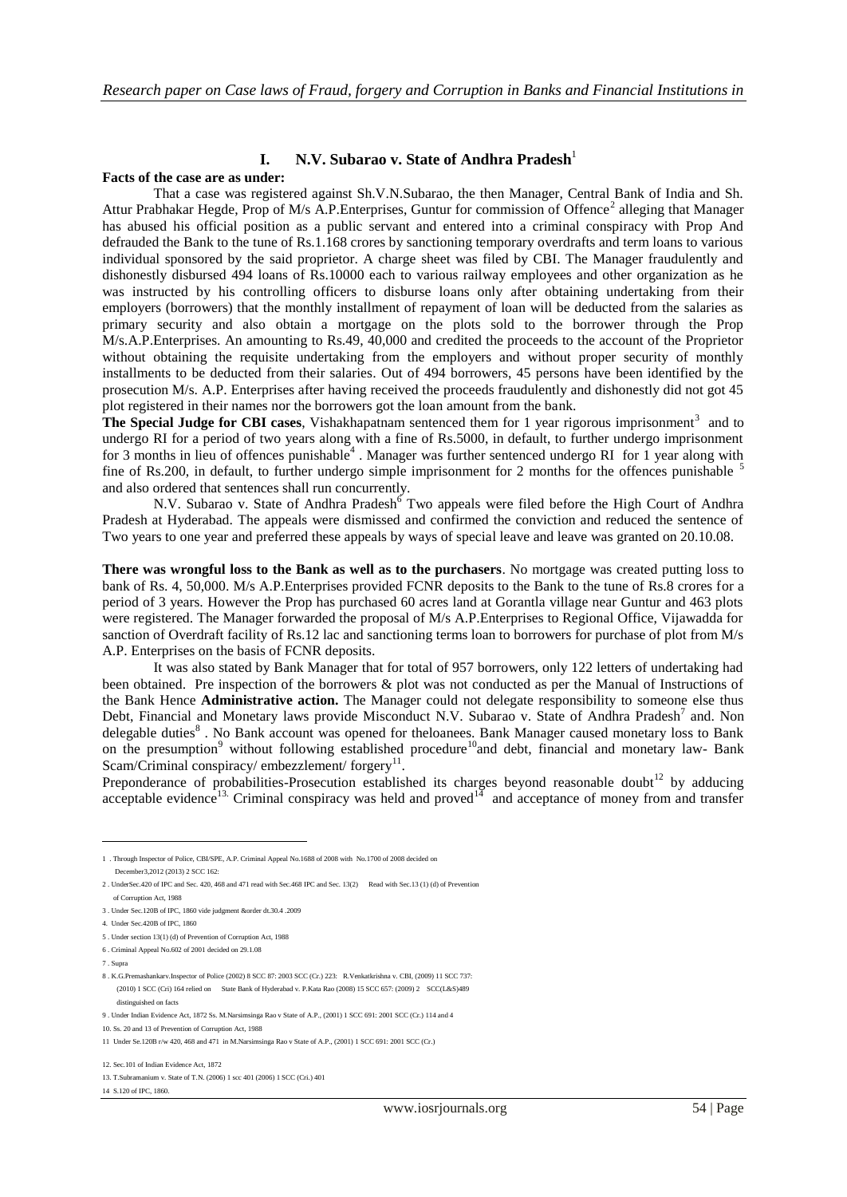## I. N.V. Subarao v. State of Andhra Pradesh[1]

**Facts of the case are as under:**

That a case was registered against Sh.V.N.Subarao, the then Manager, Central Bank of India and Sh. Attur Prabhakar Hegde, Prop of M/s A.P.Enterprises, Guntur for commission of Offence[2] alleging that Manager has abused his official position as a public servant and entered into a criminal conspiracy with Prop And defrauded the Bank to the tune of Rs.1.168 crores by sanctioning temporary overdrafts and term loans to various individual sponsored by the said proprietor. A charge sheet was filed by CBI. The Manager fraudulently and dishonestly disbursed 494 loans of Rs.10000 each to various railway employees and other organization as he was instructed by his controlling officers to disburse loans only after obtaining undertaking from their employers (borrowers) that the monthly installment of repayment of loan will be deducted from the salaries as primary security and also obtain a mortgage on the plots sold to the borrower through the Prop M/s.A.P.Enterprises. An amounting to Rs.49, 40,000 and credited the proceeds to the account of the Proprietor without obtaining the requisite undertaking from the employers and without proper security of monthly installments to be deducted from their salaries. Out of 494 borrowers, 45 persons have been identified by the prosecution M/s. A.P. Enterprises after having received the proceeds fraudulently and dishonestly did not got 45 plot registered in their names nor the borrowers got the loan amount from the bank.

**The Special Judge for CBI cases**, Vishakhapatnam sentenced them for 1 year rigorous imprisonment[3] and to undergo RI for a period of two years along with a fine of Rs.5000, in default, to further undergo imprisonment for 3 months in lieu of offences punishable[4]. Manager was further sentenced undergo RI for 1 year along with fine of Rs.200, in default, to further undergo simple imprisonment for 2 months for the offences punishable [5] and also ordered that sentences shall run concurrently.

N.V. Subarao v. State of Andhra Pradesh[6] Two appeals were filed before the High Court of Andhra Pradesh at Hyderabad. The appeals were dismissed and confirmed the conviction and reduced the sentence of Two years to one year and preferred these appeals by ways of special leave and leave was granted on 20.10.08.

**There was wrongful loss to the Bank as well as to the purchasers**. No mortgage was created putting loss to bank of Rs. 4, 50,000. M/s A.P.Enterprises provided FCNR deposits to the Bank to the tune of Rs.8 crores for a period of 3 years. However the Prop has purchased 60 acres land at Gorantla village near Guntur and 463 plots were registered. The Manager forwarded the proposal of M/s A.P.Enterprises to Regional Office, Vijawadda for sanction of Overdraft facility of Rs.12 lac and sanctioning terms loan to borrowers for purchase of plot from M/s A.P. Enterprises on the basis of FCNR deposits.

It was also stated by Bank Manager that for total of 957 borrowers, only 122 letters of undertaking had been obtained. Pre inspection of the borrowers & plot was not conducted as per the Manual of Instructions of the Bank Hence **Administrative action.** The Manager could not delegate responsibility to someone else thus Debt, Financial and Monetary laws provide Misconduct N.V. Subarao v. State of Andhra Pradesh[7] and. Non delegable duties[8]. No Bank account was opened for theloanees. Bank Manager caused monetary loss to Bank on the presumption[9] without following established procedure[10]and debt, financial and monetary law- Bank Scam/Criminal conspiracy/ embezzlement/ forgery[11].

Preponderance of probabilities-Prosecution established its charges beyond reasonable doubt[12] by adducing acceptable evidence[13]. Criminal conspiracy was held and proved[14] and acceptance of money from and transfer

---

1 . Through Inspector of Police, CBI/SPE, A.P. Criminal Appeal No.1688 of 2008 with No.1700 of 2008 decided on December3,2012 (2013) 2 SCC 162:

2 . UnderSec.420 of IPC and Sec. 420, 468 and 471 read with Sec.468 IPC and Sec. 13(2) Read with Sec.13 (1) (d) of Prevention of Corruption Act, 1988

3 . Under Sec.120B of IPC, 1860 vide judgment &order dt.30.4 .2009

4. Under Sec.420B of IPC, 1860

5 . Under section 13(1) (d) of Prevention of Corruption Act, 1988

6 . Criminal Appeal No.602 of 2001 decided on 29.1.08

7 . Supra

8 . K.G.Premashankarv.Inspector of Police (2002) 8 SCC 87: 2003 SCC (Cr.) 223: R.Venkatkrishna v. CBI, (2009) 11 SCC 737: (2010) 1 SCC (Cri) 164 relied on State Bank of Hyderabad v. P.Kata Rao (2008) 15 SCC 657: (2009) 2 SCC(L&S)489 distinguished on facts

9 . Under Indian Evidence Act, 1872 Ss. M.Narsimsinga Rao v State of A.P., (2001) 1 SCC 691: 2001 SCC (Cr.) 114 and 4

10. Ss. 20 and 13 of Prevention of Corruption Act, 1988

11 Under Se.120B r/w 420, 468 and 471 in M.Narsimsinga Rao v State of A.P., (2001) 1 SCC 691: 2001 SCC (Cr.)

12. Sec.101 of Indian Evidence Act, 1872

13. T.Subramanium v. State of T.N. (2006) 1 scc 401 (2006) 1 SCC (Cri.) 401

14 S.120 of IPC, 1860.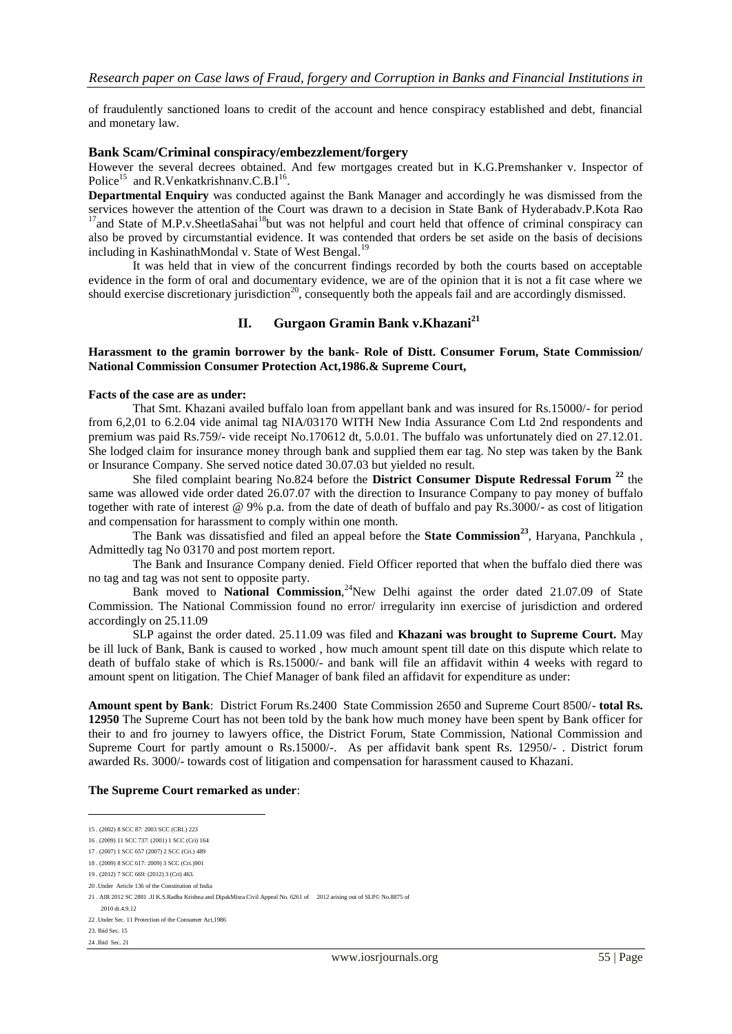of fraudulently sanctioned loans to credit of the account and hence conspiracy established and debt, financial and monetary law.

### Bank Scam/Criminal conspiracy/embezzlement/forgery

However the several decrees obtained. And few mortgages created but in K.G.Premshanker v. Inspector of Police[15] and R.Venkatkrishnanv.C.B.I[16].

**Departmental Enquiry** was conducted against the Bank Manager and accordingly he was dismissed from the services however the attention of the Court was drawn to a decision in State Bank of Hyderabadv.P.Kota Rao [17]and State of M.P.v.SheetlaSahai[18]but was not helpful and court held that offence of criminal conspiracy can also be proved by circumstantial evidence. It was contended that orders be set aside on the basis of decisions including in KashinathMondal v. State of West Bengal.[19]

It was held that in view of the concurrent findings recorded by both the courts based on acceptable evidence in the form of oral and documentary evidence, we are of the opinion that it is not a fit case where we should exercise discretionary jurisdiction[20], consequently both the appeals fail and are accordingly dismissed.

## II. Gurgaon Gramin Bank v.Khazani[21]

**Harassment to the gramin borrower by the bank- Role of Distt. Consumer Forum, State Commission/ National Commission Consumer Protection Act,1986.& Supreme Court,**

**Facts of the case are as under:**

That Smt. Khazani availed buffalo loan from appellant bank and was insured for Rs.15000/- for period from 6,2,01 to 6.2.04 vide animal tag NIA/03170 WITH New India Assurance Com Ltd 2nd respondents and premium was paid Rs.759/- vide receipt No.170612 dt, 5.0.01. The buffalo was unfortunately died on 27.12.01. She lodged claim for insurance money through bank and supplied them ear tag. No step was taken by the Bank or Insurance Company. She served notice dated 30.07.03 but yielded no result.

She filed complaint bearing No.824 before the **District Consumer Dispute Redressal Forum** [22] the same was allowed vide order dated 26.07.07 with the direction to Insurance Company to pay money of buffalo together with rate of interest @ 9% p.a. from the date of death of buffalo and pay Rs.3000/- as cost of litigation and compensation for harassment to comply within one month.

The Bank was dissatisfied and filed an appeal before the **State Commission**[23], Haryana, Panchkula , Admittedly tag No 03170 and post mortem report.

The Bank and Insurance Company denied. Field Officer reported that when the buffalo died there was no tag and tag was not sent to opposite party.

Bank moved to **National Commission**,[24]New Delhi against the order dated 21.07.09 of State Commission. The National Commission found no error/ irregularity inn exercise of jurisdiction and ordered accordingly on 25.11.09

SLP against the order dated. 25.11.09 was filed and **Khazani was brought to Supreme Court.** May be ill luck of Bank, Bank is caused to worked , how much amount spent till date on this dispute which relate to death of buffalo stake of which is Rs.15000/- and bank will file an affidavit within 4 weeks with regard to amount spent on litigation. The Chief Manager of bank filed an affidavit for expenditure as under:

**Amount spent by Bank**: District Forum Rs.2400 State Commission 2650 and Supreme Court 8500/- **total Rs. 12950** The Supreme Court has not been told by the bank how much money have been spent by Bank officer for their to and fro journey to lawyers office, the District Forum, State Commission, National Commission and Supreme Court for partly amount o Rs.15000/-. As per affidavit bank spent Rs. 12950/- . District forum awarded Rs. 3000/- towards cost of litigation and compensation for harassment caused to Khazani.

**The Supreme Court remarked as under**:

---

15 . (2002) 8 SCC 87: 2003 SCC (CRI.) 223

16 . (2009) 11 SCC 737: (2001) 1 SCC (Cri) 164

17 . (2007) 1 SCC 657 (2007) 2 SCC (Cri.) 489

18 . (2009) 8 SCC 617: 2009) 3 SCC (Cri.)901

19 . (2012) 7 SCC 669: (2012) 3 (Cri) 463.

20 .Under Article 136 of the Constitution of India

21 . AIR 2012 SC 2881 .JJ K.S.Radha Krishna and DipakMisra Civil Appeal No. 6261 of 2012 arising out of SLP© No.8875 of 2010 dt.4.9.12

22 .Under Sec. 11 Protection of the Consumer Act,1986

23. Ibid Sec. 15

24 .Ibid Sec. 21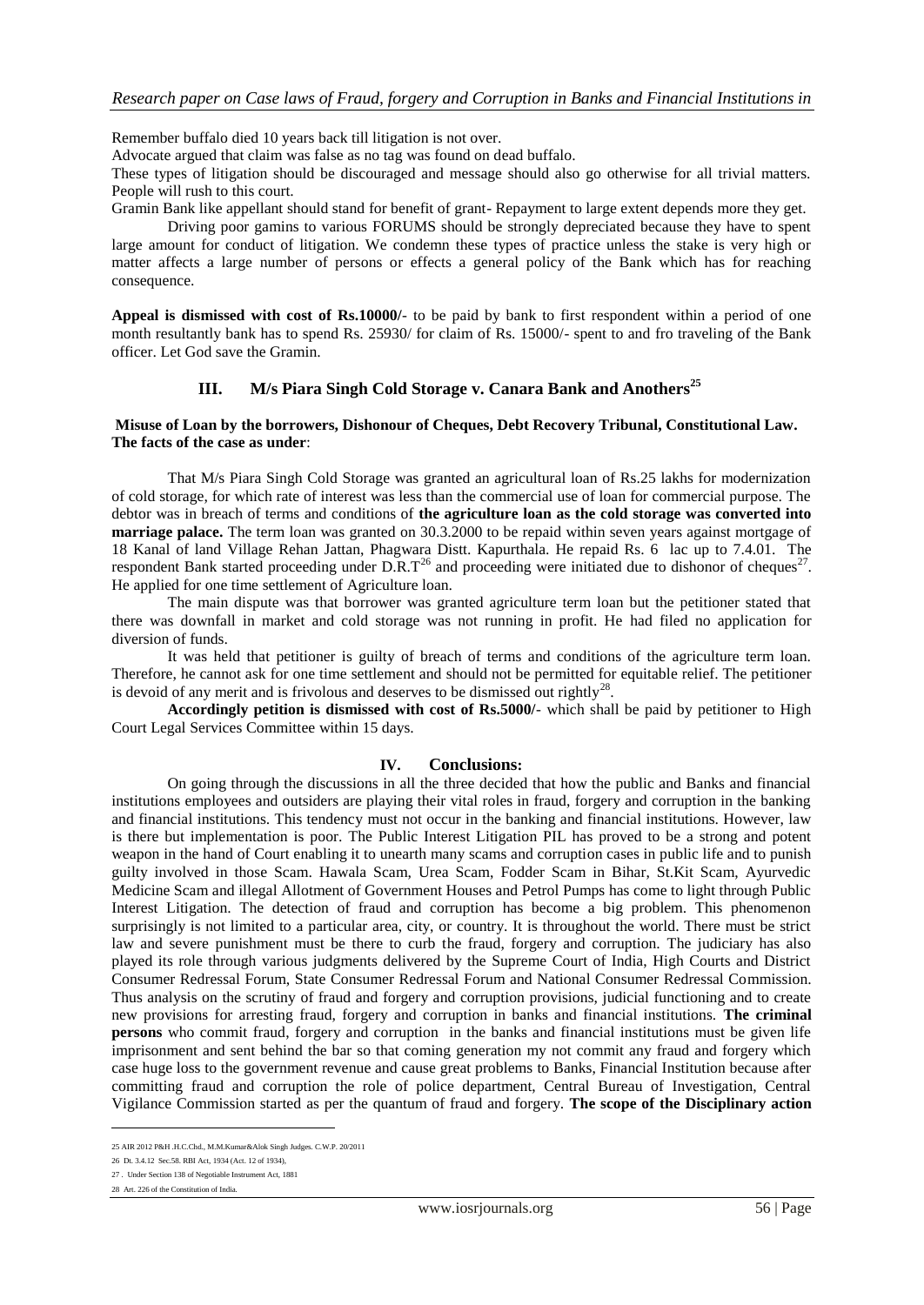Remember buffalo died 10 years back till litigation is not over.

Advocate argued that claim was false as no tag was found on dead buffalo.

These types of litigation should be discouraged and message should also go otherwise for all trivial matters. People will rush to this court.

Gramin Bank like appellant should stand for benefit of grant- Repayment to large extent depends more they get.

Driving poor gamins to various FORUMS should be strongly depreciated because they have to spent large amount for conduct of litigation. We condemn these types of practice unless the stake is very high or matter affects a large number of persons or effects a general policy of the Bank which has for reaching consequence.

**Appeal is dismissed with cost of Rs.10000/-** to be paid by bank to first respondent within a period of one month resultantly bank has to spend Rs. 25930/ for claim of Rs. 15000/- spent to and fro traveling of the Bank officer. Let God save the Gramin.

## III. M/s Piara Singh Cold Storage v. Canara Bank and Anothers[25]

**Misuse of Loan by the borrowers, Dishonour of Cheques, Debt Recovery Tribunal, Constitutional Law. The facts of the case as under**:

That M/s Piara Singh Cold Storage was granted an agricultural loan of Rs.25 lakhs for modernization of cold storage, for which rate of interest was less than the commercial use of loan for commercial purpose. The debtor was in breach of terms and conditions of **the agriculture loan as the cold storage was converted into marriage palace.** The term loan was granted on 30.3.2000 to be repaid within seven years against mortgage of 18 Kanal of land Village Rehan Jattan, Phagwara Distt. Kapurthala. He repaid Rs. 6 lac up to 7.4.01. The respondent Bank started proceeding under D.R.T[26] and proceeding were initiated due to dishonor of cheques[27]. He applied for one time settlement of Agriculture loan.

The main dispute was that borrower was granted agriculture term loan but the petitioner stated that there was downfall in market and cold storage was not running in profit. He had filed no application for diversion of funds.

It was held that petitioner is guilty of breach of terms and conditions of the agriculture term loan. Therefore, he cannot ask for one time settlement and should not be permitted for equitable relief. The petitioner is devoid of any merit and is frivolous and deserves to be dismissed out rightly[28].

**Accordingly petition is dismissed with cost of Rs.5000/-** which shall be paid by petitioner to High Court Legal Services Committee within 15 days.

## IV. Conclusions:

On going through the discussions in all the three decided that how the public and Banks and financial institutions employees and outsiders are playing their vital roles in fraud, forgery and corruption in the banking and financial institutions. This tendency must not occur in the banking and financial institutions. However, law is there but implementation is poor. The Public Interest Litigation PIL has proved to be a strong and potent weapon in the hand of Court enabling it to unearth many scams and corruption cases in public life and to punish guilty involved in those Scam. Hawala Scam, Urea Scam, Fodder Scam in Bihar, St.Kit Scam, Ayurvedic Medicine Scam and illegal Allotment of Government Houses and Petrol Pumps has come to light through Public Interest Litigation. The detection of fraud and corruption has become a big problem. This phenomenon surprisingly is not limited to a particular area, city, or country. It is throughout the world. There must be strict law and severe punishment must be there to curb the fraud, forgery and corruption. The judiciary has also played its role through various judgments delivered by the Supreme Court of India, High Courts and District Consumer Redressal Forum, State Consumer Redressal Forum and National Consumer Redressal Commission. Thus analysis on the scrutiny of fraud and forgery and corruption provisions, judicial functioning and to create new provisions for arresting fraud, forgery and corruption in banks and financial institutions. **The criminal persons** who commit fraud, forgery and corruption in the banks and financial institutions must be given life imprisonment and sent behind the bar so that coming generation my not commit any fraud and forgery which case huge loss to the government revenue and cause great problems to Banks, Financial Institution because after committing fraud and corruption the role of police department, Central Bureau of Investigation, Central Vigilance Commission started as per the quantum of fraud and forgery. **The scope of the Disciplinary action**

---

25 AIR 2012 P&H .H.C.Chd., M.M.Kumar&Alok Singh Judges. C.W.P. 20/2011

26 Dt. 3.4.12 Sec.58. RBI Act, 1934 (Act. 12 of 1934),

27 . Under Section 138 of Negotiable Instrument Act, 1881

28 Art. 226 of the Constitution of India.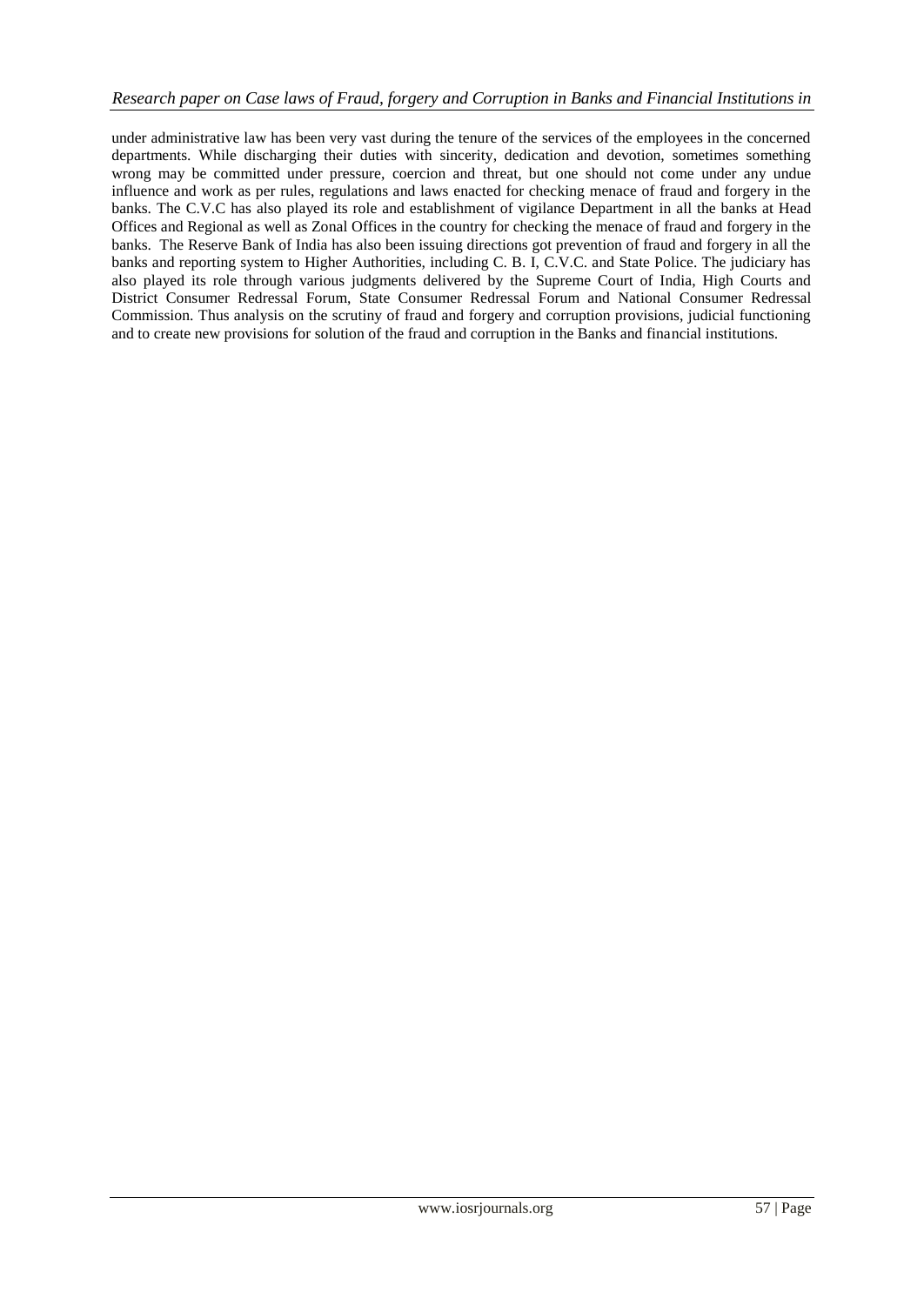under administrative law has been very vast during the tenure of the services of the employees in the concerned departments. While discharging their duties with sincerity, dedication and devotion, sometimes something wrong may be committed under pressure, coercion and threat, but one should not come under any undue influence and work as per rules, regulations and laws enacted for checking menace of fraud and forgery in the banks. The C.V.C has also played its role and establishment of vigilance Department in all the banks at Head Offices and Regional as well as Zonal Offices in the country for checking the menace of fraud and forgery in the banks. The Reserve Bank of India has also been issuing directions got prevention of fraud and forgery in all the banks and reporting system to Higher Authorities, including C. B. I, C.V.C. and State Police. The judiciary has also played its role through various judgments delivered by the Supreme Court of India, High Courts and District Consumer Redressal Forum, State Consumer Redressal Forum and National Consumer Redressal Commission. Thus analysis on the scrutiny of fraud and forgery and corruption provisions, judicial functioning and to create new provisions for solution of the fraud and corruption in the Banks and financial institutions.